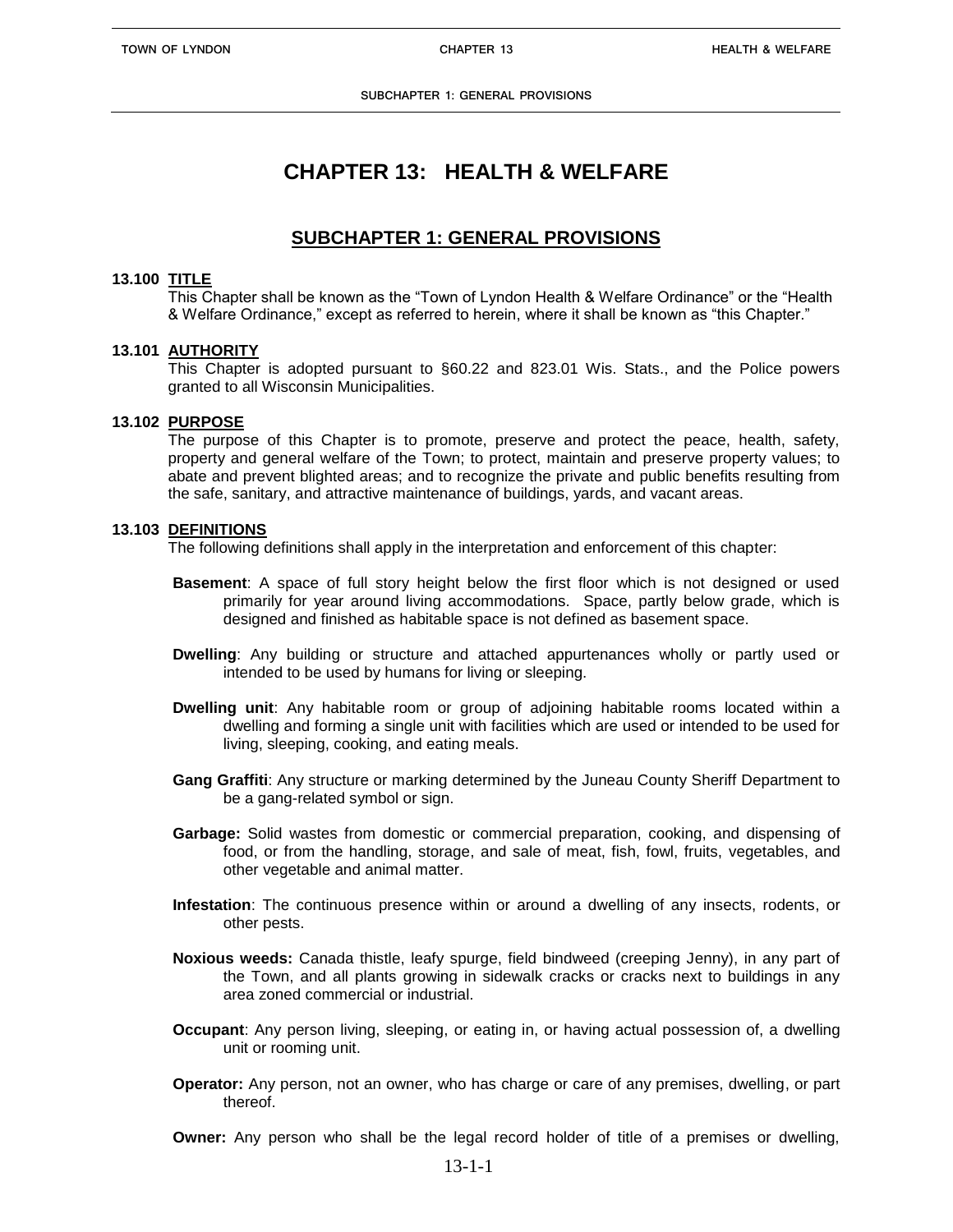# CHAPTER 13: HEALTH & WELFARE

## SUBCHAPTER 1: GENERAL PROVISIONS

### 13.100 TITLE

This Chapter shall be known as the “Town of Lyndon Health & Welfare Ordinance” or the “Health & Welfare Ordinance,” except as referred to herein, where it shall be known as “this Chapter.”

### 13.101 AUTHORITY

This Chapter is adopted pursuant to §60.22 and 823.01 Wis. Stats., and the Police powers granted to all Wisconsin Municipalities.

### 13.102 PURPOSE

The purpose of this Chapter is to promote, preserve and protect the peace, health, safety, property and general welfare of the Town; to protect, maintain and preserve property values; to abate and prevent blighted areas; and to recognize the private and public benefits resulting from the safe, sanitary, and attractive maintenance of buildings, yards, and vacant areas.

### 13.103 DEFINITIONS

The following definitions shall apply in the interpretation and enforcement of this chapter:

**Basement**: A space of full story height below the first floor which is not designed or used primarily for year around living accommodations. Space, partly below grade, which is designed and finished as habitable space is not defined as basement space.

**Dwelling**: Any building or structure and attached appurtenances wholly or partly used or intended to be used by humans for living or sleeping.

**Dwelling unit**: Any habitable room or group of adjoining habitable rooms located within a dwelling and forming a single unit with facilities which are used or intended to be used for living, sleeping, cooking, and eating meals.

**Gang Graffiti**: Any structure or marking determined by the Juneau County Sheriff Department to be a gang-related symbol or sign.

**Garbage:** Solid wastes from domestic or commercial preparation, cooking, and dispensing of food, or from the handling, storage, and sale of meat, fish, fowl, fruits, vegetables, and other vegetable and animal matter.

**Infestation**: The continuous presence within or around a dwelling of any insects, rodents, or other pests.

**Noxious weeds:** Canada thistle, leafy spurge, field bindweed (creeping Jenny), in any part of the Town, and all plants growing in sidewalk cracks or cracks next to buildings in any area zoned commercial or industrial.

**Occupant**: Any person living, sleeping, or eating in, or having actual possession of, a dwelling unit or rooming unit.

**Operator:** Any person, not an owner, who has charge or care of any premises, dwelling, or part thereof.

**Owner:** Any person who shall be the legal record holder of title of a premises or dwelling,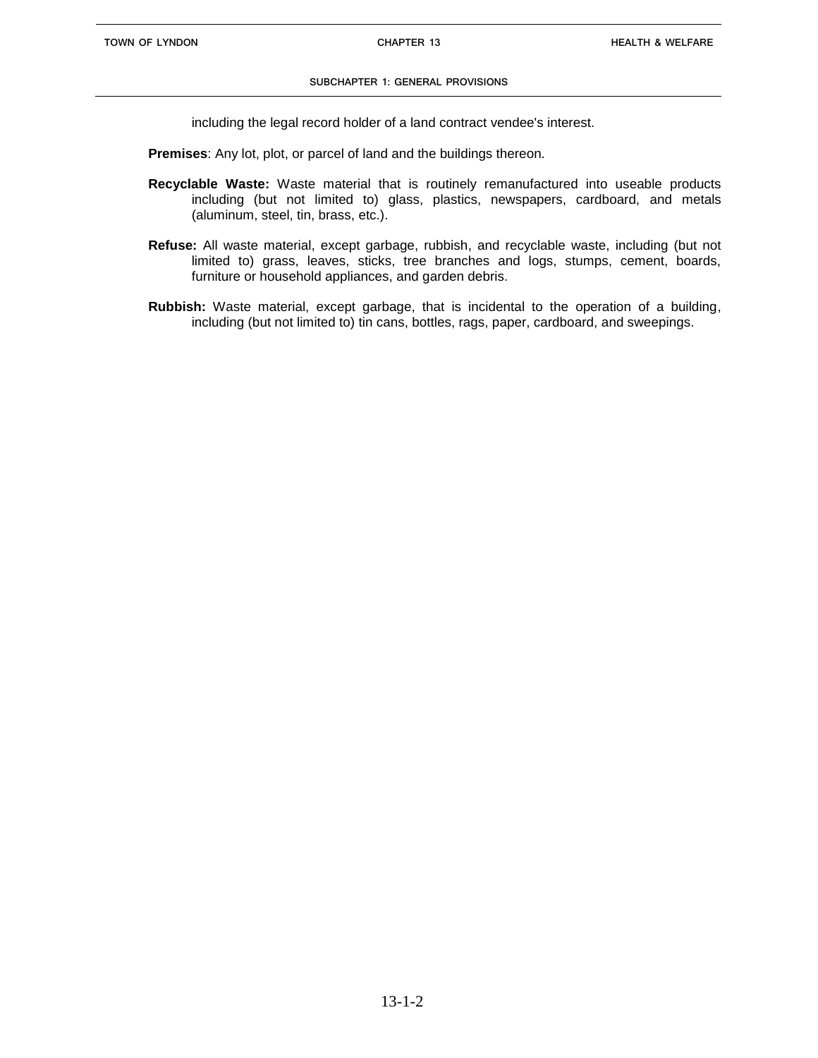including the legal record holder of a land contract vendee's interest.

**Premises**: Any lot, plot, or parcel of land and the buildings thereon.

**Recyclable Waste:** Waste material that is routinely remanufactured into useable products including (but not limited to) glass, plastics, newspapers, cardboard, and metals (aluminum, steel, tin, brass, etc.).

**Refuse:** All waste material, except garbage, rubbish, and recyclable waste, including (but not limited to) grass, leaves, sticks, tree branches and logs, stumps, cement, boards, furniture or household appliances, and garden debris.

**Rubbish:** Waste material, except garbage, that is incidental to the operation of a building, including (but not limited to) tin cans, bottles, rags, paper, cardboard, and sweepings.